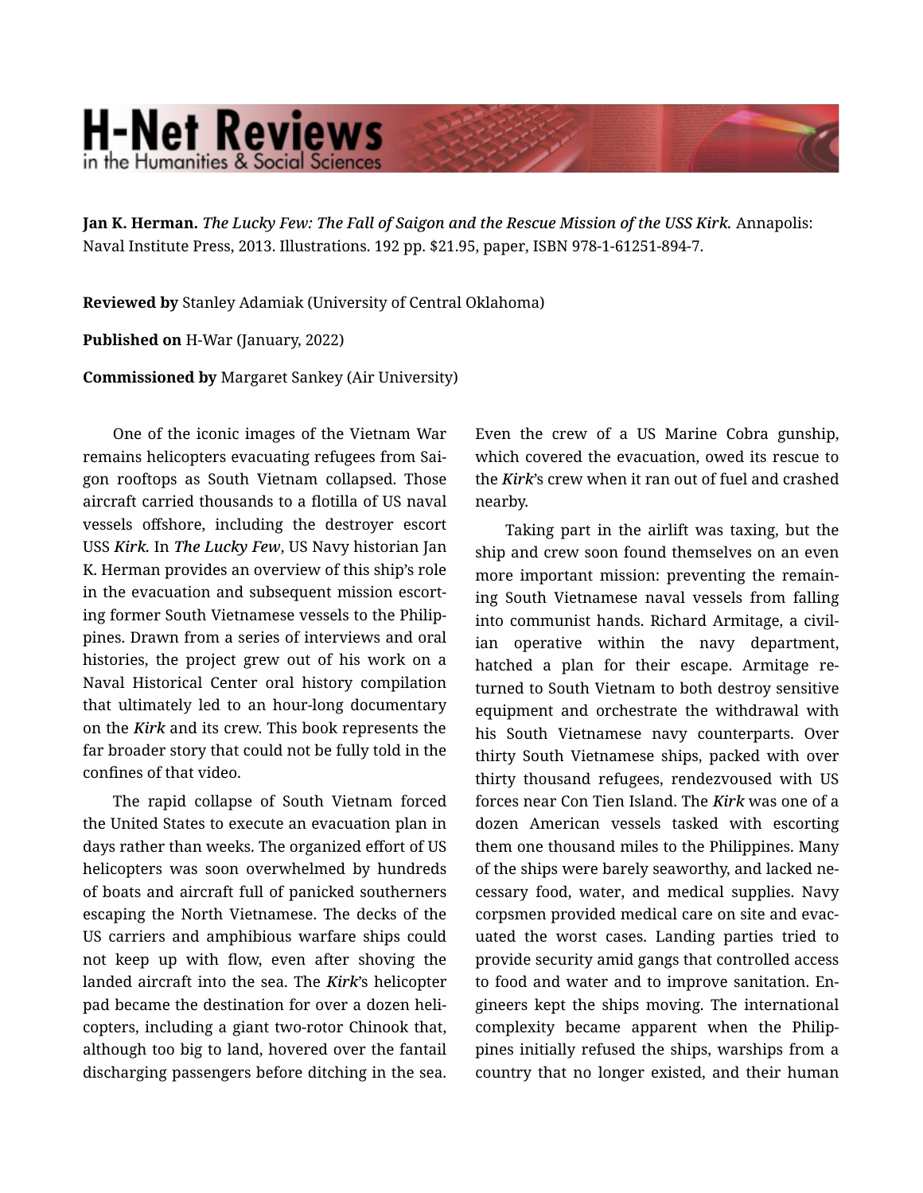**Jan K. Herman.** *The Lucky Few: The Fall of Saigon and the Rescue Mission of the USS Kirk.* Annapolis: Naval Institute Press, 2013. Illustrations. 192 pp. $21.95, paper, ISBN 978-1-61251-894-7.

**Reviewed by** Stanley Adamiak (University of Central Oklahoma)

**Published on** H-War (January, 2022)

**Commissioned by** Margaret Sankey (Air University)

One of the iconic images of the Vietnam War remains helicopters evacuating refugees from Saigon rooftops as South Vietnam collapsed. Those aircraft carried thousands to a flotilla of US naval vessels offshore, including the destroyer escort USS *Kirk*. In *The Lucky Few*, US Navy historian Jan K. Herman provides an overview of this ship's role in the evacuation and subsequent mission escorting former South Vietnamese vessels to the Philippines. Drawn from a series of interviews and oral histories, the project grew out of his work on a Naval Historical Center oral history compilation that ultimately led to an hour-long documentary on the *Kirk* and its crew. This book represents the far broader story that could not be fully told in the confines of that video.

The rapid collapse of South Vietnam forced the United States to execute an evacuation plan in days rather than weeks. The organized effort of US helicopters was soon overwhelmed by hundreds of boats and aircraft full of panicked southerners escaping the North Vietnamese. The decks of the US carriers and amphibious warfare ships could not keep up with flow, even after shoving the landed aircraft into the sea. The *Kirk*'s helicopter pad became the destination for over a dozen helicopters, including a giant two-rotor Chinook that, although too big to land, hovered over the fantail discharging passengers before ditching in the sea. Even the crew of a US Marine Cobra gunship, which covered the evacuation, owed its rescue to the *Kirk*'s crew when it ran out of fuel and crashed nearby.

Taking part in the airlift was taxing, but the ship and crew soon found themselves on an even more important mission: preventing the remaining South Vietnamese naval vessels from falling into communist hands. Richard Armitage, a civilian operative within the navy department, hatched a plan for their escape. Armitage returned to South Vietnam to both destroy sensitive equipment and orchestrate the withdrawal with his South Vietnamese navy counterparts. Over thirty South Vietnamese ships, packed with over thirty thousand refugees, rendezvoused with US forces near Con Tien Island. The *Kirk* was one of a dozen American vessels tasked with escorting them one thousand miles to the Philippines. Many of the ships were barely seaworthy, and lacked necessary food, water, and medical supplies. Navy corpsmen provided medical care on site and evacuated the worst cases. Landing parties tried to provide security amid gangs that controlled access to food and water and to improve sanitation. Engineers kept the ships moving. The international complexity became apparent when the Philippines initially refused the ships, warships from a country that no longer existed, and their human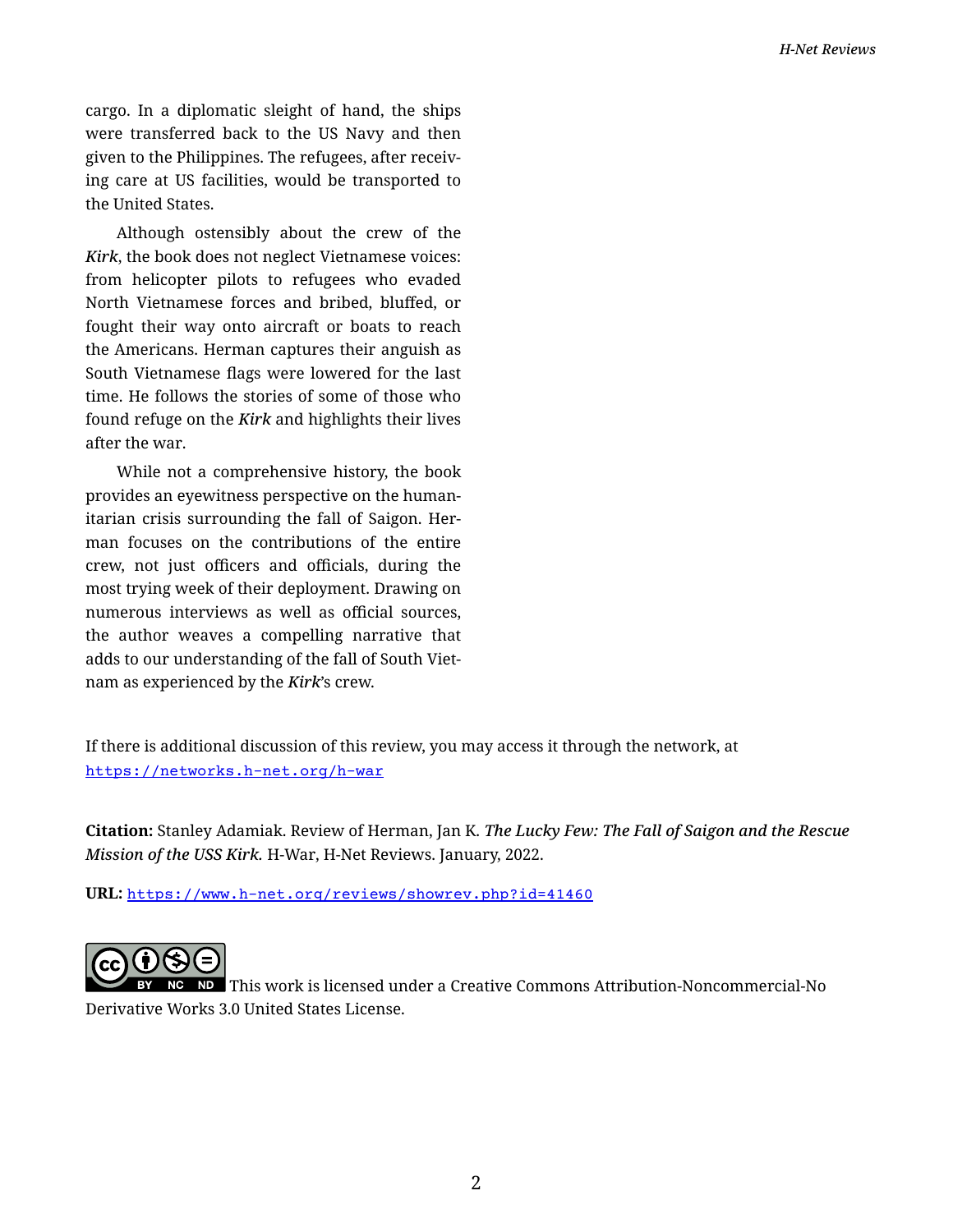cargo. In a diplomatic sleight of hand, the ships were transferred back to the US Navy and then given to the Philippines. The refugees, after receiving care at US facilities, would be transported to the United States.

Although ostensibly about the crew of the *Kirk*, the book does not neglect Vietnamese voices: from helicopter pilots to refugees who evaded North Vietnamese forces and bribed, bluffed, or fought their way onto aircraft or boats to reach the Americans. Herman captures their anguish as South Vietnamese flags were lowered for the last time. He follows the stories of some of those who found refuge on the *Kirk* and highlights their lives after the war.

While not a comprehensive history, the book provides an eyewitness perspective on the humanitarian crisis surrounding the fall of Saigon. Herman focuses on the contributions of the entire crew, not just officers and officials, during the most trying week of their deployment. Drawing on numerous interviews as well as official sources, the author weaves a compelling narrative that adds to our understanding of the fall of South Vietnam as experienced by the *Kirk*'s crew.

If there is additional discussion of this review, you may access it through the network, at https://networks.h-net.org/h-war

**Citation:** Stanley Adamiak. Review of Herman, Jan K. *The Lucky Few: The Fall of Saigon and the Rescue Mission of the USS Kirk.* H-War, H-Net Reviews. January, 2022.

**URL:** https://www.h-net.org/reviews/showrev.php?id=41460

This work is licensed under a Creative Commons Attribution-Noncommercial-No Derivative Works 3.0 United States License.